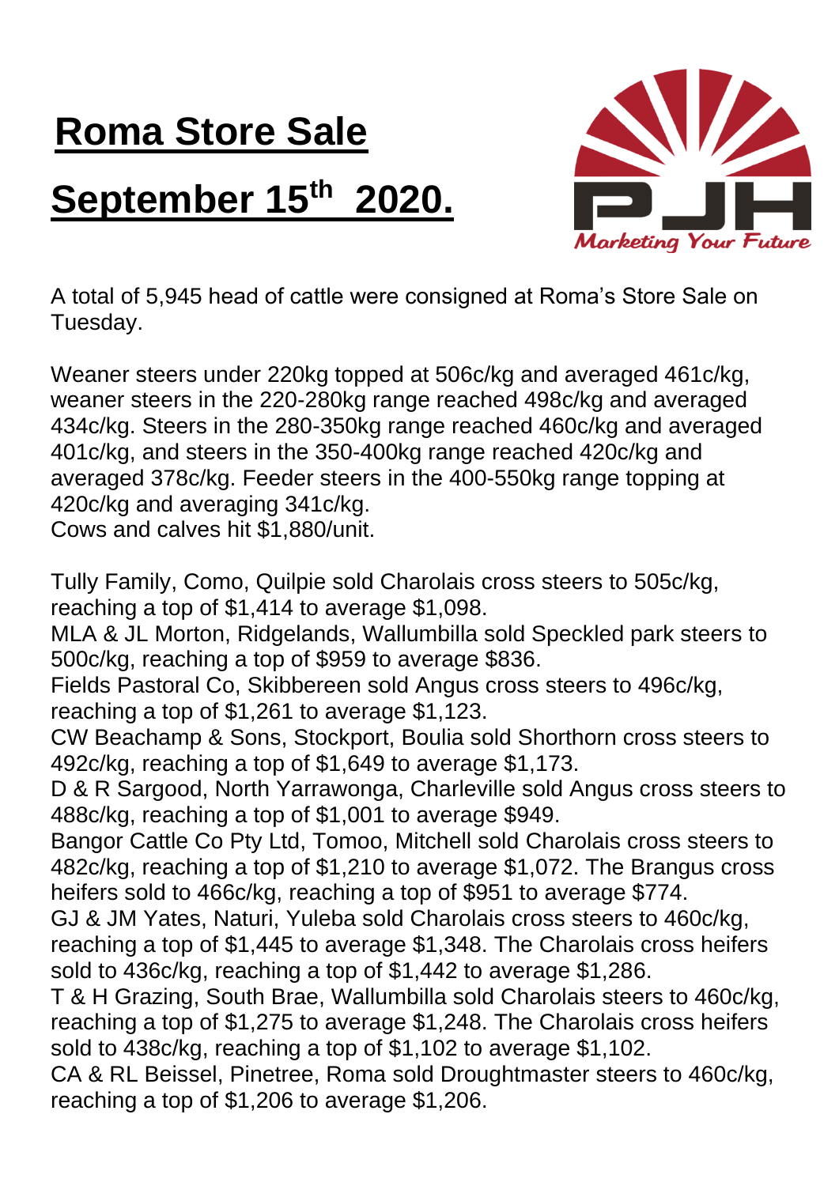# Roma Store Sale

# September 15th 2020.

PJH *Marketing Your Future*

A total of 5,945 head of cattle were consigned at Roma's Store Sale on Tuesday.

Weaner steers under 220kg topped at 506c/kg and averaged 461c/kg, weaner steers in the 220-280kg range reached 498c/kg and averaged 434c/kg. Steers in the 280-350kg range reached 460c/kg and averaged 401c/kg, and steers in the 350-400kg range reached 420c/kg and averaged 378c/kg. Feeder steers in the 400-550kg range topping at 420c/kg and averaging 341c/kg.
Cows and calves hit $1,880/unit.

Tully Family, Como, Quilpie sold Charolais cross steers to 505c/kg, reaching a top of $1,414 to average $1,098.
MLA & JL Morton, Ridgelands, Wallumbilla sold Speckled park steers to 500c/kg, reaching a top of $959 to average $836.
Fields Pastoral Co, Skibbereen sold Angus cross steers to 496c/kg, reaching a top of $1,261 to average $1,123.
CW Beachamp & Sons, Stockport, Boulia sold Shorthorn cross steers to 492c/kg, reaching a top of $1,649 to average $1,173.
D & R Sargood, North Yarrawonga, Charleville sold Angus cross steers to 488c/kg, reaching a top of $1,001 to average $949.
Bangor Cattle Co Pty Ltd, Tomoo, Mitchell sold Charolais cross steers to 482c/kg, reaching a top of $1,210 to average $1,072. The Brangus cross heifers sold to 466c/kg, reaching a top of $951 to average $774.
GJ & JM Yates, Naturi, Yuleba sold Charolais cross steers to 460c/kg, reaching a top of $1,445 to average $1,348. The Charolais cross heifers sold to 436c/kg, reaching a top of $1,442 to average $1,286.
T & H Grazing, South Brae, Wallumbilla sold Charolais steers to 460c/kg, reaching a top of $1,275 to average $1,248. The Charolais cross heifers sold to 438c/kg, reaching a top of $1,102 to average $1,102.
CA & RL Beissel, Pinetree, Roma sold Droughtmaster steers to 460c/kg, reaching a top of $1,206 to average $1,206.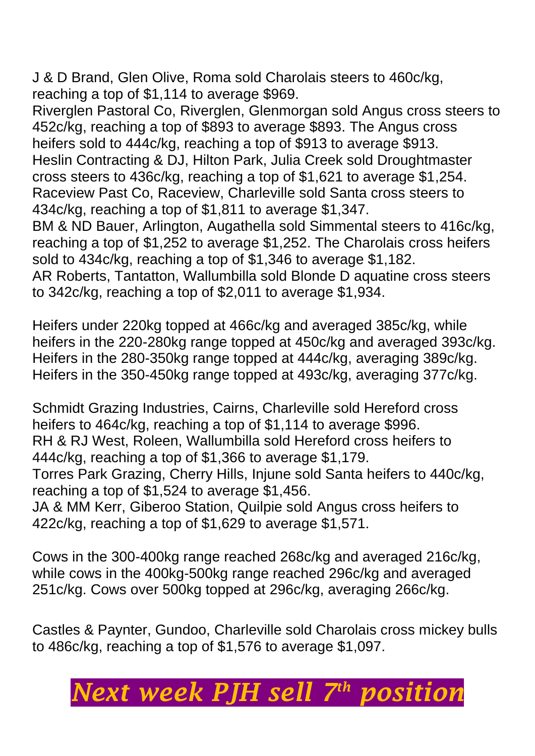J & D Brand, Glen Olive, Roma sold Charolais steers to 460c/kg, reaching a top of $1,114 to average $969.
Riverglen Pastoral Co, Riverglen, Glenmorgan sold Angus cross steers to 452c/kg, reaching a top of $893 to average $893. The Angus cross heifers sold to 444c/kg, reaching a top of $913 to average $913.
Heslin Contracting & DJ, Hilton Park, Julia Creek sold Droughtmaster cross steers to 436c/kg, reaching a top of $1,621 to average $1,254.
Raceview Past Co, Raceview, Charleville sold Santa cross steers to 434c/kg, reaching a top of $1,811 to average $1,347.
BM & ND Bauer, Arlington, Augathella sold Simmental steers to 416c/kg, reaching a top of $1,252 to average $1,252. The Charolais cross heifers sold to 434c/kg, reaching a top of $1,346 to average $1,182.
AR Roberts, Tantatton, Wallumbilla sold Blonde D aquatine cross steers to 342c/kg, reaching a top of $2,011 to average $1,934.

Heifers under 220kg topped at 466c/kg and averaged 385c/kg, while heifers in the 220-280kg range topped at 450c/kg and averaged 393c/kg. Heifers in the 280-350kg range topped at 444c/kg, averaging 389c/kg. Heifers in the 350-450kg range topped at 493c/kg, averaging 377c/kg.

Schmidt Grazing Industries, Cairns, Charleville sold Hereford cross heifers to 464c/kg, reaching a top of $1,114 to average $996.
RH & RJ West, Roleen, Wallumbilla sold Hereford cross heifers to 444c/kg, reaching a top of $1,366 to average $1,179.
Torres Park Grazing, Cherry Hills, Injune sold Santa heifers to 440c/kg, reaching a top of $1,524 to average $1,456.
JA & MM Kerr, Giberoo Station, Quilpie sold Angus cross heifers to 422c/kg, reaching a top of $1,629 to average $1,571.

Cows in the 300-400kg range reached 268c/kg and averaged 216c/kg, while cows in the 400kg-500kg range reached 296c/kg and averaged 251c/kg. Cows over 500kg topped at 296c/kg, averaging 266c/kg.

Castles & Paynter, Gundoo, Charleville sold Charolais cross mickey bulls to 486c/kg, reaching a top of $1,576 to average $1,097.

***Next week PJH sell 7th position***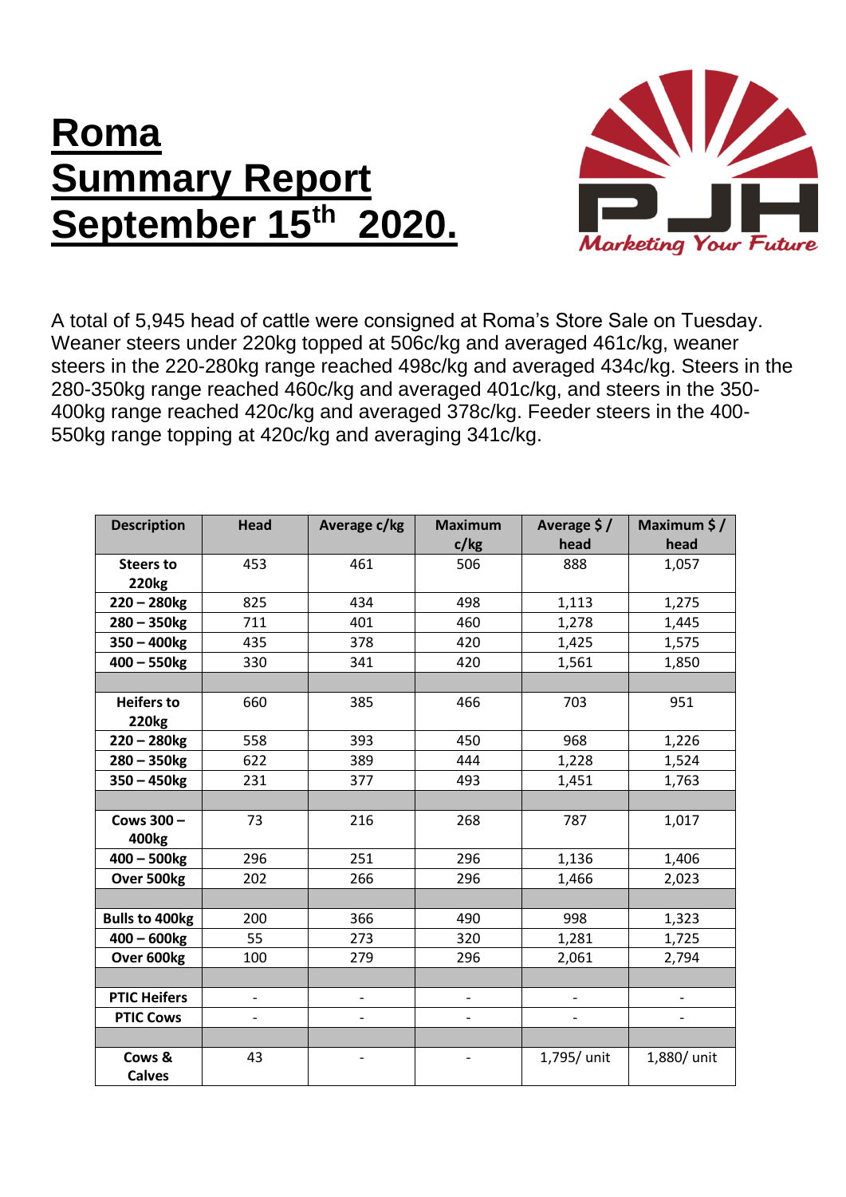# Roma Summary Report September 15th 2020.

Marketing Your Future

A total of 5,945 head of cattle were consigned at Roma's Store Sale on Tuesday. Weaner steers under 220kg topped at 506c/kg and averaged 461c/kg, weaner steers in the 220-280kg range reached 498c/kg and averaged 434c/kg. Steers in the 280-350kg range reached 460c/kg and averaged 401c/kg, and steers in the 350-400kg range reached 420c/kg and averaged 378c/kg. Feeder steers in the 400-550kg range topping at 420c/kg and averaging 341c/kg.

| Description | Head | Average c/kg | Maximum c/kg | Average $ / head | Maximum $ / head |
|---|---|---|---|---|---|
| **Steers to 220kg** | 453 | 461 | 506 | 888 | 1,057 |
| **220 – 280kg** | 825 | 434 | 498 | 1,113 | 1,275 |
| **280 – 350kg** | 711 | 401 | 460 | 1,278 | 1,445 |
| **350 – 400kg** | 435 | 378 | 420 | 1,425 | 1,575 |
| **400 – 550kg** | 330 | 341 | 420 | 1,561 | 1,850 |
| | | | | | |
| **Heifers to 220kg** | 660 | 385 | 466 | 703 | 951 |
| **220 – 280kg** | 558 | 393 | 450 | 968 | 1,226 |
| **280 – 350kg** | 622 | 389 | 444 | 1,228 | 1,524 |
| **350 – 450kg** | 231 | 377 | 493 | 1,451 | 1,763 |
| | | | | | |
| **Cows 300 – 400kg** | 73 | 216 | 268 | 787 | 1,017 |
| **400 – 500kg** | 296 | 251 | 296 | 1,136 | 1,406 |
| **Over 500kg** | 202 | 266 | 296 | 1,466 | 2,023 |
| | | | | | |
| **Bulls to 400kg** | 200 | 366 | 490 | 998 | 1,323 |
| **400 – 600kg** | 55 | 273 | 320 | 1,281 | 1,725 |
| **Over 600kg** | 100 | 279 | 296 | 2,061 | 2,794 |
| | | | | | |
| **PTIC Heifers** | - | - | - | - | - |
| **PTIC Cows** | - | - | - | - | - |
| | | | | | |
| **Cows & Calves** | 43 | - | - | 1,795/ unit | 1,880/ unit |